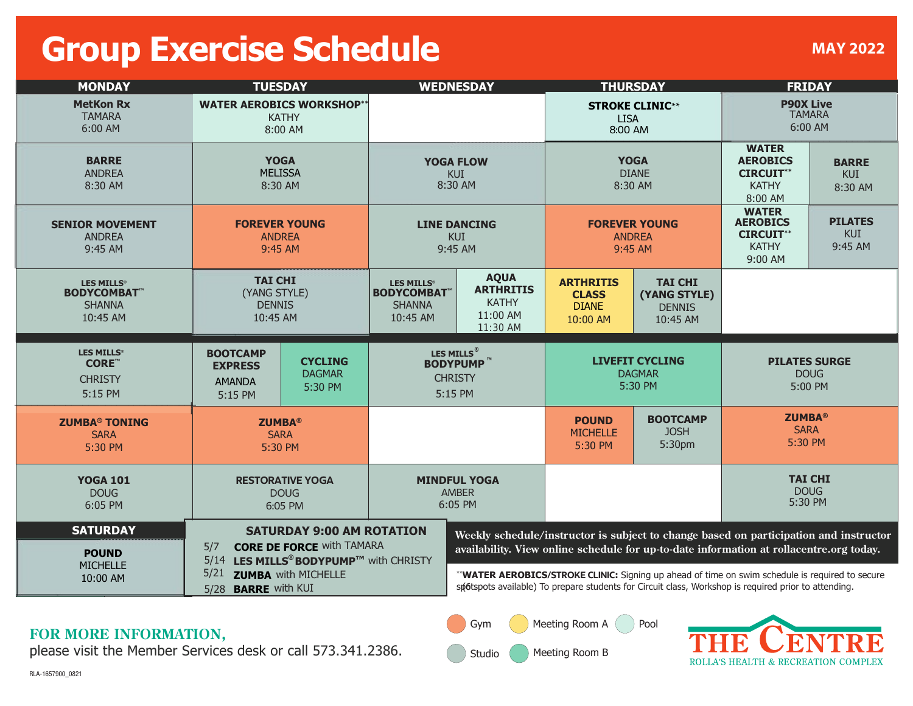# Group Exercise Schedule

**MAY 2022**

| MONDAY | TUESDAY | WEDNESDAY | THURSDAY | FRIDAY |
|---|---|---|---|---|
| **MetKon Rx** TAMARA 6:00 AM | **WATER AEROBICS WORKSHOP**** KATHY 8:00 AM | | **STROKE CLINIC**** LISA 8:00 AM | **P90X Live** TAMARA 6:00 AM |
| **BARRE** ANDREA 8:30 AM | **YOGA** MELISSA 8:30 AM | **YOGA FLOW** KUI 8:30 AM | **YOGA** DIANE 8:30 AM | **WATER AEROBICS CIRCUIT**** KATHY 8:00 AM / **BARRE** KUI 8:30 AM |
| **SENIOR MOVEMENT** ANDREA 9:45 AM | **FOREVER YOUNG** ANDREA 9:45 AM | **LINE DANCING** KUI 9:45 AM | **FOREVER YOUNG** ANDREA 9:45 AM | **WATER AEROBICS CIRCUIT**** KATHY 9:00 AM / **PILATES** KUI 9:45 AM |
| **LES MILLS® BODYCOMBAT™** SHANNA 10:45 AM | **TAI CHI** (YANG STYLE) DENNIS 10:45 AM | **LES MILLS® BODYCOMBAT™** SHANNA 10:45 AM / **AQUA ARTHRITIS** KATHY 11:00 AM 11:30 AM | **ARTHRITIS CLASS** DIANE 10:00 AM / **TAI CHI (YANG STYLE)** DENNIS 10:45 AM | |
| **LES MILLS® CORE™** CHRISTY 5:15 PM | **BOOTCAMP EXPRESS** AMANDA 5:15 PM / **CYCLING** DAGMAR 5:30 PM | **LES MILLS® BODYPUMP™** CHRISTY 5:15 PM | **LIVEFIT CYCLING** DAGMAR 5:30 PM | **PILATES SURGE** DOUG 5:00 PM |
| **ZUMBA® TONING** SARA 5:30 PM | **ZUMBA®** SARA 5:30 PM | | **POUND** MICHELLE 5:30 PM / **BOOTCAMP** JOSH 5:30pm | **ZUMBA®** SARA 5:30 PM |
| **YOGA 101** DOUG 6:05 PM | **RESTORATIVE YOGA** DOUG 6:05 PM | **MINDFUL YOGA** AMBER 6:05 PM | | **TAI CHI** DOUG 5:30 PM |

## SATURDAY

**POUND**
MICHELLE
10:00 AM

## SATURDAY 9:00 AM ROTATION

- 5/7 **CORE DE FORCE** with TAMARA
- 5/14 **LES MILLS® BODYPUMP™** with CHRISTY
- 5/21 **ZUMBA** with MICHELLE
- 5/28 **BARRE** with KUI

**Weekly schedule/instructor is subject to change based on participation and instructor availability. View online schedule for up-to-date information at rollacentre.org today.**

****WATER AEROBICS/STROKE CLINIC:** Signing up ahead of time on swim schedule is required to secure spot (6 spots available) To prepare students for Circuit class, Workshop is required prior to attending.

Gym | Meeting Room A | Pool | Studio | Meeting Room B

**FOR MORE INFORMATION,**
please visit the Member Services desk or call 573.341.2386.

THE CENTRE
ROLLA'S HEALTH & RECREATION COMPLEX

RLA-1657900_0821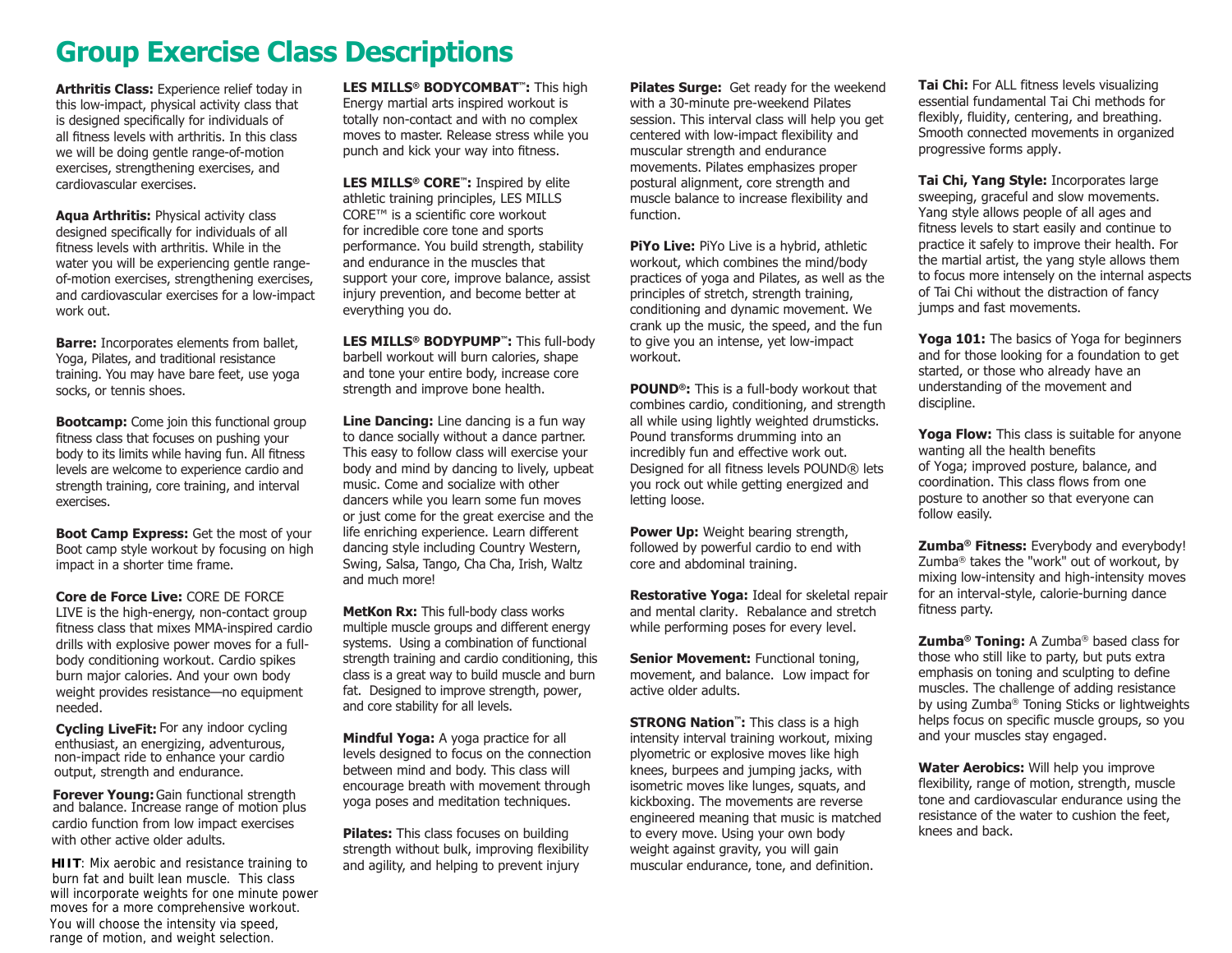# Group Exercise Class Descriptions

**Arthritis Class:** Experience relief today in this low-impact, physical activity class that is designed specifically for individuals of all fitness levels with arthritis. In this class we will be doing gentle range-of-motion exercises, strengthening exercises, and cardiovascular exercises.

**Aqua Arthritis:** Physical activity class designed specifically for individuals of all fitness levels with arthritis. While in the water you will be experiencing gentle range-of-motion exercises, strengthening exercises, and cardiovascular exercises for a low-impact work out.

**Barre:** Incorporates elements from ballet, Yoga, Pilates, and traditional resistance training. You may have bare feet, use yoga socks, or tennis shoes.

**Bootcamp:** Come join this functional group fitness class that focuses on pushing your body to its limits while having fun. All fitness levels are welcome to experience cardio and strength training, core training, and interval exercises.

**Boot Camp Express:** Get the most of your Boot camp style workout by focusing on high impact in a shorter time frame.

**Core de Force Live:** CORE DE FORCE LIVE is the high-energy, non-contact group fitness class that mixes MMA-inspired cardio drills with explosive power moves for a full-body conditioning workout. Cardio spikes burn major calories. And your own body weight provides resistance—no equipment needed.

**Cycling LiveFit:** For any indoor cycling enthusiast, an energizing, adventurous, non-impact ride to enhance your cardio output, strength and endurance.

**Forever Young:** Gain functional strength and balance. Increase range of motion plus cardio function from low impact exercises with other active older adults.

**HIIT**: Mix aerobic and resistance training to burn fat and built lean muscle. This class will incorporate weights for one minute power moves for a more comprehensive workout. You will choose the intensity via speed, range of motion, and weight selection.

**LES MILLS® BODYCOMBAT™:** This high Energy martial arts inspired workout is totally non-contact and with no complex moves to master. Release stress while you punch and kick your way into fitness.

**LES MILLS® CORE™:** Inspired by elite athletic training principles, LES MILLS CORE™ is a scientific core workout for incredible core tone and sports performance. You build strength, stability and endurance in the muscles that support your core, improve balance, assist injury prevention, and become better at everything you do.

**LES MILLS® BODYPUMP™:** This full-body barbell workout will burn calories, shape and tone your entire body, increase core strength and improve bone health.

**Line Dancing:** Line dancing is a fun way to dance socially without a dance partner. This easy to follow class will exercise your body and mind by dancing to lively, upbeat music. Come and socialize with other dancers while you learn some fun moves or just come for the great exercise and the life enriching experience. Learn different dancing style including Country Western, Swing, Salsa, Tango, Cha Cha, Irish, Waltz and much more!

**MetKon Rx:** This full-body class works multiple muscle groups and different energy systems. Using a combination of functional strength training and cardio conditioning, this class is a great way to build muscle and burn fat. Designed to improve strength, power, and core stability for all levels.

**Mindful Yoga:** A yoga practice for all levels designed to focus on the connection between mind and body. This class will encourage breath with movement through yoga poses and meditation techniques.

**Pilates:** This class focuses on building strength without bulk, improving flexibility and agility, and helping to prevent injury

**Pilates Surge:** Get ready for the weekend with a 30-minute pre-weekend Pilates session. This interval class will help you get centered with low-impact flexibility and muscular strength and endurance movements. Pilates emphasizes proper postural alignment, core strength and muscle balance to increase flexibility and function.

**PiYo Live:** PiYo Live is a hybrid, athletic workout, which combines the mind/body practices of yoga and Pilates, as well as the principles of stretch, strength training, conditioning and dynamic movement. We crank up the music, the speed, and the fun to give you an intense, yet low-impact workout.

**POUND®:** This is a full-body workout that combines cardio, conditioning, and strength all while using lightly weighted drumsticks. Pound transforms drumming into an incredibly fun and effective work out. Designed for all fitness levels POUND® lets you rock out while getting energized and letting loose.

**Power Up:** Weight bearing strength, followed by powerful cardio to end with core and abdominal training.

**Restorative Yoga:** Ideal for skeletal repair and mental clarity. Rebalance and stretch while performing poses for every level.

**Senior Movement:** Functional toning, movement, and balance. Low impact for active older adults.

**STRONG Nation™:** This class is a high intensity interval training workout, mixing plyometric or explosive moves like high knees, burpees and jumping jacks, with isometric moves like lunges, squats, and kickboxing. The movements are reverse engineered meaning that music is matched to every move. Using your own body weight against gravity, you will gain muscular endurance, tone, and definition.

**Tai Chi:** For ALL fitness levels visualizing essential fundamental Tai Chi methods for flexibly, fluidity, centering, and breathing. Smooth connected movements in organized progressive forms apply.

**Tai Chi, Yang Style:** Incorporates large sweeping, graceful and slow movements. Yang style allows people of all ages and fitness levels to start easily and continue to practice it safely to improve their health. For the martial artist, the yang style allows them to focus more intensely on the internal aspects of Tai Chi without the distraction of fancy jumps and fast movements.

**Yoga 101:** The basics of Yoga for beginners and for those looking for a foundation to get started, or those who already have an understanding of the movement and discipline.

**Yoga Flow:** This class is suitable for anyone wanting all the health benefits of Yoga; improved posture, balance, and coordination. This class flows from one posture to another so that everyone can follow easily.

**Zumba® Fitness:** Everybody and everybody! Zumba® takes the "work" out of workout, by mixing low-intensity and high-intensity moves for an interval-style, calorie-burning dance fitness party.

**Zumba® Toning:** A Zumba® based class for those who still like to party, but puts extra emphasis on toning and sculpting to define muscles. The challenge of adding resistance by using Zumba® Toning Sticks or lightweights helps focus on specific muscle groups, so you and your muscles stay engaged.

**Water Aerobics:** Will help you improve flexibility, range of motion, strength, muscle tone and cardiovascular endurance using the resistance of the water to cushion the feet, knees and back.